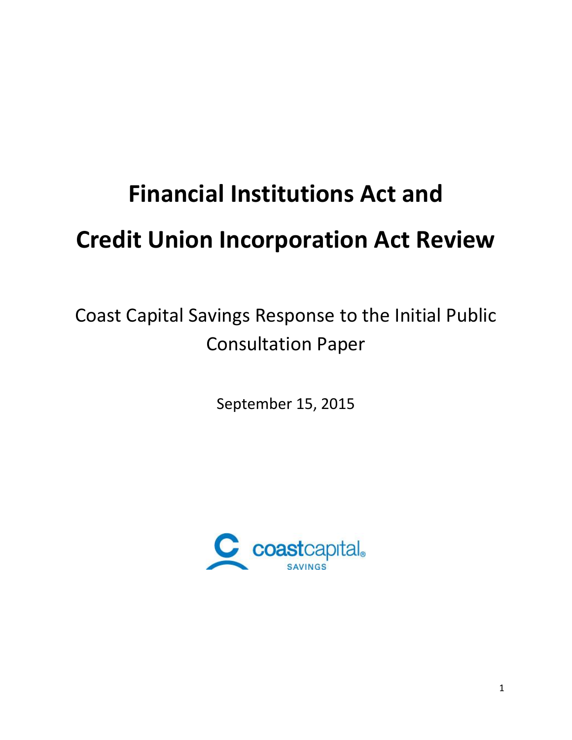# Financial Institutions Act and Credit Union Incorporation Act Review

Coast Capital Savings Response to the Initial Public Consultation Paper

September 15, 2015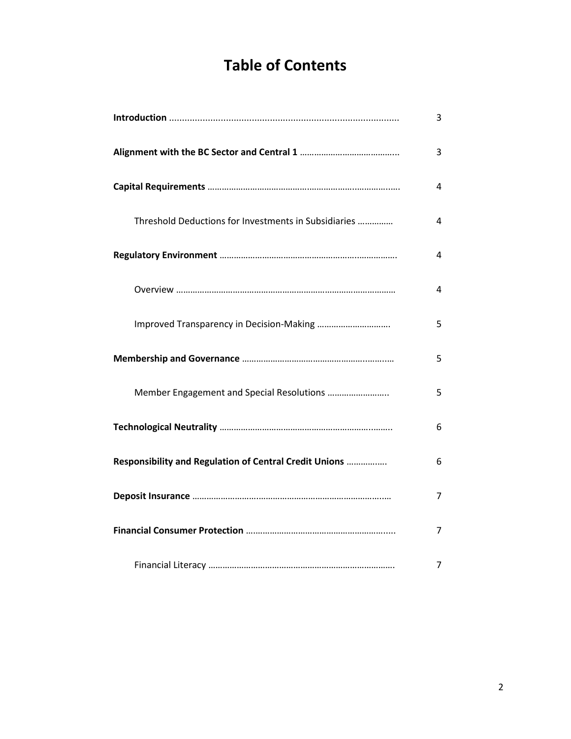# Table of Contents

| | |
|---|---|
| **Introduction** | 3 |
| **Alignment with the BC Sector and Central 1** | 3 |
| **Capital Requirements** | 4 |
| Threshold Deductions for Investments in Subsidiaries | 4 |
| **Regulatory Environment** | 4 |
| Overview | 4 |
| Improved Transparency in Decision-Making | 5 |
| **Membership and Governance** | 5 |
| Member Engagement and Special Resolutions | 5 |
| **Technological Neutrality** | 6 |
| **Responsibility and Regulation of Central Credit Unions** | 6 |
| **Deposit Insurance** | 7 |
| **Financial Consumer Protection** | 7 |
| Financial Literacy | 7 |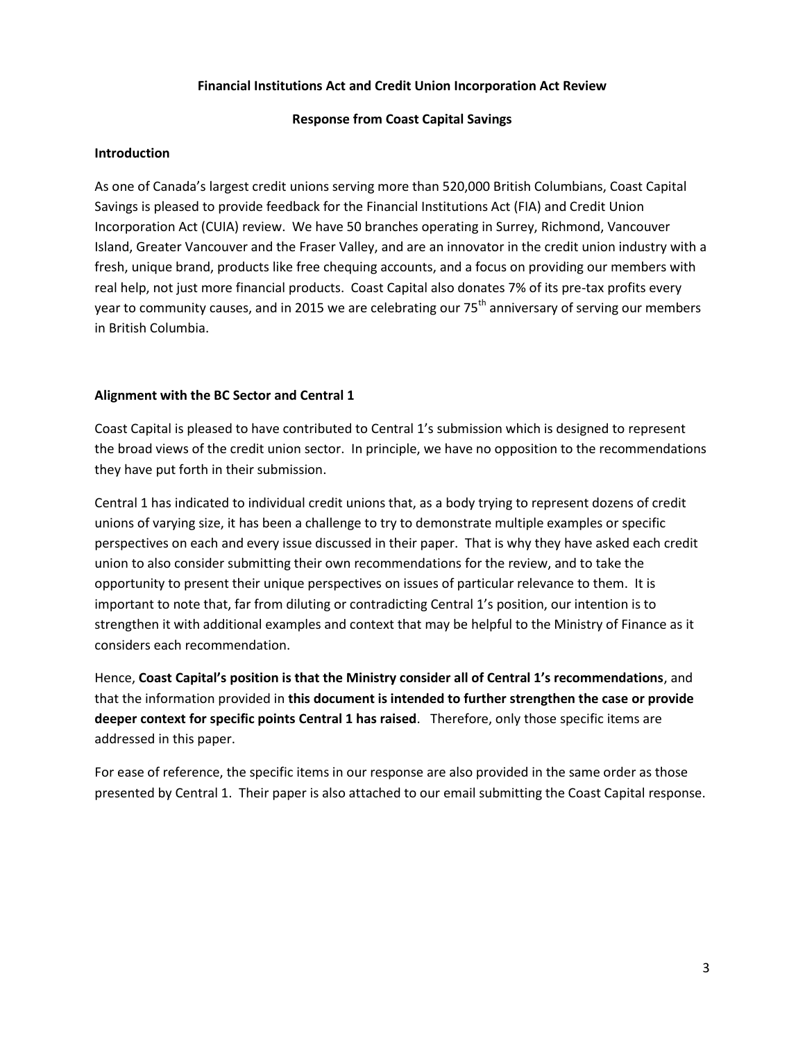**Financial Institutions Act and Credit Union Incorporation Act Review**

**Response from Coast Capital Savings**

## Introduction

As one of Canada's largest credit unions serving more than 520,000 British Columbians, Coast Capital Savings is pleased to provide feedback for the Financial Institutions Act (FIA) and Credit Union Incorporation Act (CUIA) review. We have 50 branches operating in Surrey, Richmond, Vancouver Island, Greater Vancouver and the Fraser Valley, and are an innovator in the credit union industry with a fresh, unique brand, products like free chequing accounts, and a focus on providing our members with real help, not just more financial products. Coast Capital also donates 7% of its pre-tax profits every year to community causes, and in 2015 we are celebrating our 75th anniversary of serving our members in British Columbia.

## Alignment with the BC Sector and Central 1

Coast Capital is pleased to have contributed to Central 1's submission which is designed to represent the broad views of the credit union sector. In principle, we have no opposition to the recommendations they have put forth in their submission.

Central 1 has indicated to individual credit unions that, as a body trying to represent dozens of credit unions of varying size, it has been a challenge to try to demonstrate multiple examples or specific perspectives on each and every issue discussed in their paper. That is why they have asked each credit union to also consider submitting their own recommendations for the review, and to take the opportunity to present their unique perspectives on issues of particular relevance to them. It is important to note that, far from diluting or contradicting Central 1's position, our intention is to strengthen it with additional examples and context that may be helpful to the Ministry of Finance as it considers each recommendation.

Hence, **Coast Capital's position is that the Ministry consider all of Central 1's recommendations**, and that the information provided in **this document is intended to further strengthen the case or provide deeper context for specific points Central 1 has raised**. Therefore, only those specific items are addressed in this paper.

For ease of reference, the specific items in our response are also provided in the same order as those presented by Central 1. Their paper is also attached to our email submitting the Coast Capital response.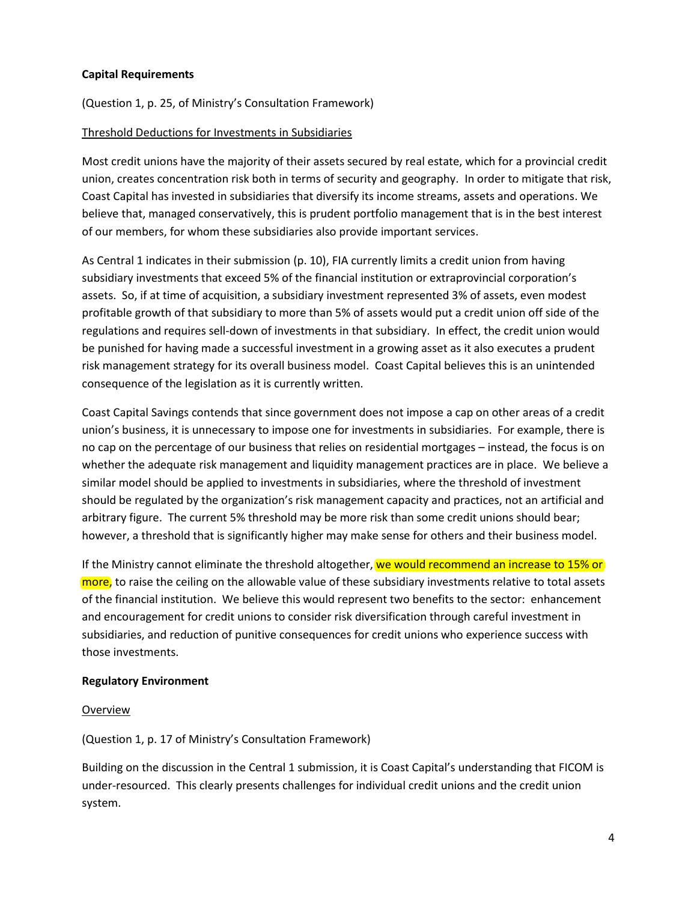**Capital Requirements**

(Question 1, p. 25, of Ministry's Consultation Framework)

Threshold Deductions for Investments in Subsidiaries

Most credit unions have the majority of their assets secured by real estate, which for a provincial credit union, creates concentration risk both in terms of security and geography. In order to mitigate that risk, Coast Capital has invested in subsidiaries that diversify its income streams, assets and operations. We believe that, managed conservatively, this is prudent portfolio management that is in the best interest of our members, for whom these subsidiaries also provide important services.

As Central 1 indicates in their submission (p. 10), FIA currently limits a credit union from having subsidiary investments that exceed 5% of the financial institution or extraprovincial corporation's assets. So, if at time of acquisition, a subsidiary investment represented 3% of assets, even modest profitable growth of that subsidiary to more than 5% of assets would put a credit union off side of the regulations and requires sell-down of investments in that subsidiary. In effect, the credit union would be punished for having made a successful investment in a growing asset as it also executes a prudent risk management strategy for its overall business model. Coast Capital believes this is an unintended consequence of the legislation as it is currently written.

Coast Capital Savings contends that since government does not impose a cap on other areas of a credit union's business, it is unnecessary to impose one for investments in subsidiaries. For example, there is no cap on the percentage of our business that relies on residential mortgages – instead, the focus is on whether the adequate risk management and liquidity management practices are in place. We believe a similar model should be applied to investments in subsidiaries, where the threshold of investment should be regulated by the organization's risk management capacity and practices, not an artificial and arbitrary figure. The current 5% threshold may be more risk than some credit unions should bear; however, a threshold that is significantly higher may make sense for others and their business model.

If the Ministry cannot eliminate the threshold altogether, we would recommend an increase to 15% or more, to raise the ceiling on the allowable value of these subsidiary investments relative to total assets of the financial institution. We believe this would represent two benefits to the sector: enhancement and encouragement for credit unions to consider risk diversification through careful investment in subsidiaries, and reduction of punitive consequences for credit unions who experience success with those investments.

**Regulatory Environment**

Overview

(Question 1, p. 17 of Ministry's Consultation Framework)

Building on the discussion in the Central 1 submission, it is Coast Capital's understanding that FICOM is under-resourced. This clearly presents challenges for individual credit unions and the credit union system.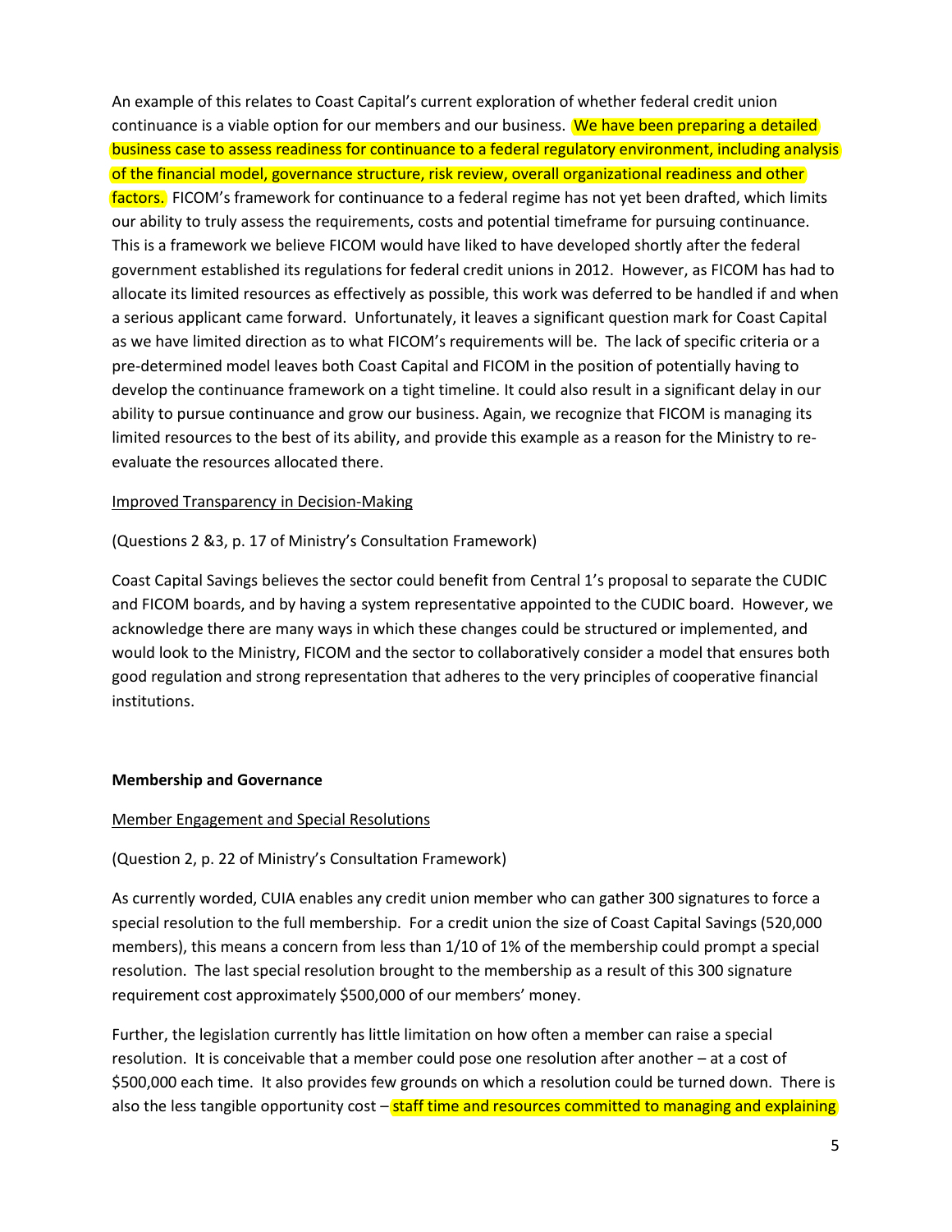An example of this relates to Coast Capital's current exploration of whether federal credit union continuance is a viable option for our members and our business. We have been preparing a detailed business case to assess readiness for continuance to a federal regulatory environment, including analysis of the financial model, governance structure, risk review, overall organizational readiness and other factors. FICOM's framework for continuance to a federal regime has not yet been drafted, which limits our ability to truly assess the requirements, costs and potential timeframe for pursuing continuance. This is a framework we believe FICOM would have liked to have developed shortly after the federal government established its regulations for federal credit unions in 2012. However, as FICOM has had to allocate its limited resources as effectively as possible, this work was deferred to be handled if and when a serious applicant came forward. Unfortunately, it leaves a significant question mark for Coast Capital as we have limited direction as to what FICOM's requirements will be. The lack of specific criteria or a pre-determined model leaves both Coast Capital and FICOM in the position of potentially having to develop the continuance framework on a tight timeline. It could also result in a significant delay in our ability to pursue continuance and grow our business. Again, we recognize that FICOM is managing its limited resources to the best of its ability, and provide this example as a reason for the Ministry to re-evaluate the resources allocated there.

<u>Improved Transparency in Decision-Making</u>

(Questions 2 &3, p. 17 of Ministry's Consultation Framework)

Coast Capital Savings believes the sector could benefit from Central 1's proposal to separate the CUDIC and FICOM boards, and by having a system representative appointed to the CUDIC board. However, we acknowledge there are many ways in which these changes could be structured or implemented, and would look to the Ministry, FICOM and the sector to collaboratively consider a model that ensures both good regulation and strong representation that adheres to the very principles of cooperative financial institutions.

**Membership and Governance**

<u>Member Engagement and Special Resolutions</u>

(Question 2, p. 22 of Ministry's Consultation Framework)

As currently worded, CUIA enables any credit union member who can gather 300 signatures to force a special resolution to the full membership. For a credit union the size of Coast Capital Savings (520,000 members), this means a concern from less than 1/10 of 1% of the membership could prompt a special resolution. The last special resolution brought to the membership as a result of this 300 signature requirement cost approximately $500,000 of our members' money.

Further, the legislation currently has little limitation on how often a member can raise a special resolution. It is conceivable that a member could pose one resolution after another – at a cost of $500,000 each time. It also provides few grounds on which a resolution could be turned down. There is also the less tangible opportunity cost – staff time and resources committed to managing and explaining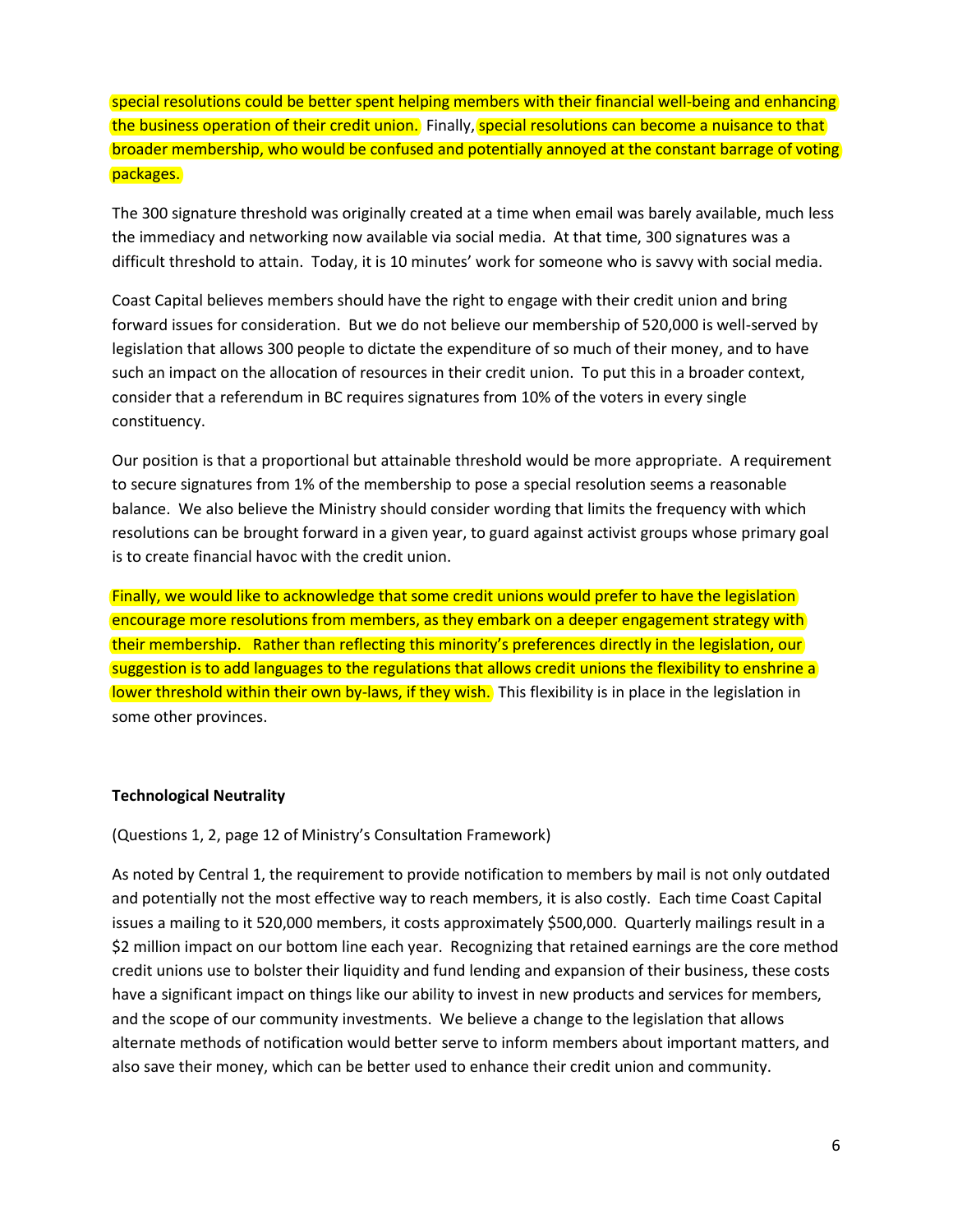special resolutions could be better spent helping members with their financial well-being and enhancing the business operation of their credit union. Finally, special resolutions can become a nuisance to that broader membership, who would be confused and potentially annoyed at the constant barrage of voting packages.

The 300 signature threshold was originally created at a time when email was barely available, much less the immediacy and networking now available via social media. At that time, 300 signatures was a difficult threshold to attain. Today, it is 10 minutes' work for someone who is savvy with social media.

Coast Capital believes members should have the right to engage with their credit union and bring forward issues for consideration. But we do not believe our membership of 520,000 is well-served by legislation that allows 300 people to dictate the expenditure of so much of their money, and to have such an impact on the allocation of resources in their credit union. To put this in a broader context, consider that a referendum in BC requires signatures from 10% of the voters in every single constituency.

Our position is that a proportional but attainable threshold would be more appropriate. A requirement to secure signatures from 1% of the membership to pose a special resolution seems a reasonable balance. We also believe the Ministry should consider wording that limits the frequency with which resolutions can be brought forward in a given year, to guard against activist groups whose primary goal is to create financial havoc with the credit union.

Finally, we would like to acknowledge that some credit unions would prefer to have the legislation encourage more resolutions from members, as they embark on a deeper engagement strategy with their membership. Rather than reflecting this minority's preferences directly in the legislation, our suggestion is to add languages to the regulations that allows credit unions the flexibility to enshrine a lower threshold within their own by-laws, if they wish. This flexibility is in place in the legislation in some other provinces.

**Technological Neutrality**

(Questions 1, 2, page 12 of Ministry's Consultation Framework)

As noted by Central 1, the requirement to provide notification to members by mail is not only outdated and potentially not the most effective way to reach members, it is also costly. Each time Coast Capital issues a mailing to it 520,000 members, it costs approximately $500,000. Quarterly mailings result in a $2 million impact on our bottom line each year. Recognizing that retained earnings are the core method credit unions use to bolster their liquidity and fund lending and expansion of their business, these costs have a significant impact on things like our ability to invest in new products and services for members, and the scope of our community investments. We believe a change to the legislation that allows alternate methods of notification would better serve to inform members about important matters, and also save their money, which can be better used to enhance their credit union and community.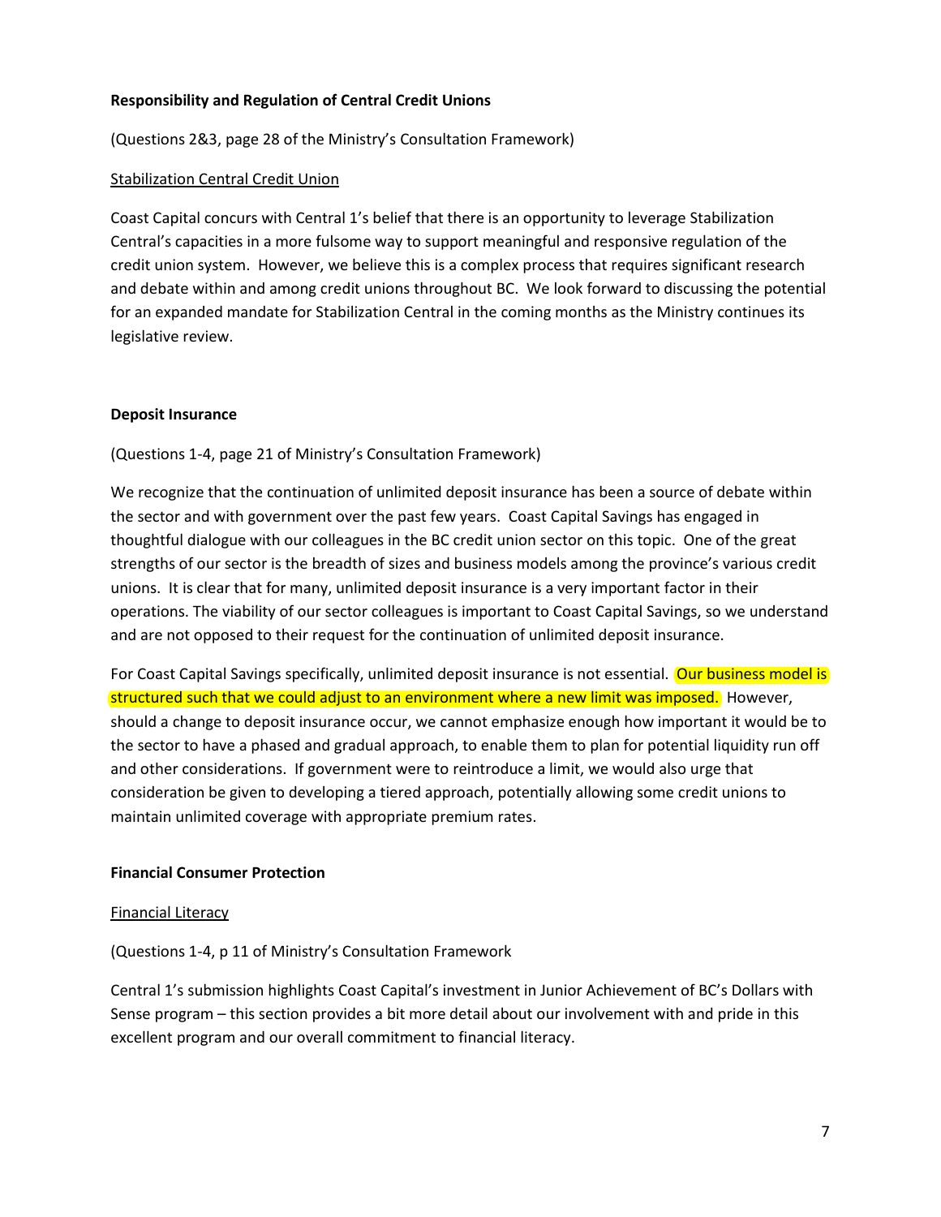**Responsibility and Regulation of Central Credit Unions**

(Questions 2&3, page 28 of the Ministry's Consultation Framework)

Stabilization Central Credit Union

Coast Capital concurs with Central 1's belief that there is an opportunity to leverage Stabilization Central's capacities in a more fulsome way to support meaningful and responsive regulation of the credit union system. However, we believe this is a complex process that requires significant research and debate within and among credit unions throughout BC. We look forward to discussing the potential for an expanded mandate for Stabilization Central in the coming months as the Ministry continues its legislative review.

**Deposit Insurance**

(Questions 1-4, page 21 of Ministry's Consultation Framework)

We recognize that the continuation of unlimited deposit insurance has been a source of debate within the sector and with government over the past few years. Coast Capital Savings has engaged in thoughtful dialogue with our colleagues in the BC credit union sector on this topic. One of the great strengths of our sector is the breadth of sizes and business models among the province's various credit unions. It is clear that for many, unlimited deposit insurance is a very important factor in their operations. The viability of our sector colleagues is important to Coast Capital Savings, so we understand and are not opposed to their request for the continuation of unlimited deposit insurance.

For Coast Capital Savings specifically, unlimited deposit insurance is not essential. Our business model is structured such that we could adjust to an environment where a new limit was imposed. However, should a change to deposit insurance occur, we cannot emphasize enough how important it would be to the sector to have a phased and gradual approach, to enable them to plan for potential liquidity run off and other considerations. If government were to reintroduce a limit, we would also urge that consideration be given to developing a tiered approach, potentially allowing some credit unions to maintain unlimited coverage with appropriate premium rates.

**Financial Consumer Protection**

Financial Literacy

(Questions 1-4, p 11 of Ministry's Consultation Framework

Central 1's submission highlights Coast Capital's investment in Junior Achievement of BC's Dollars with Sense program – this section provides a bit more detail about our involvement with and pride in this excellent program and our overall commitment to financial literacy.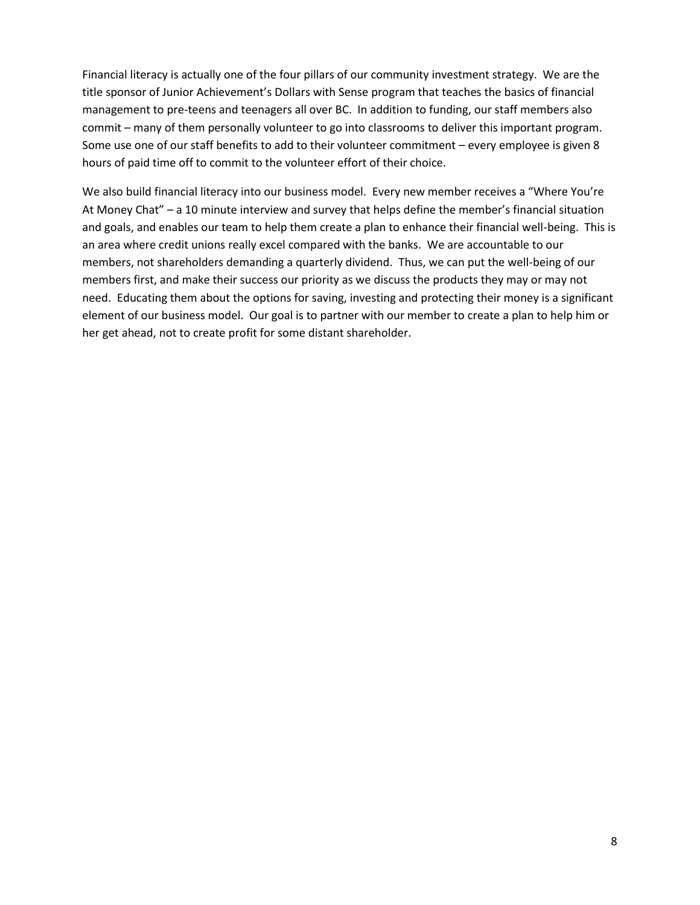Financial literacy is actually one of the four pillars of our community investment strategy. We are the title sponsor of Junior Achievement's Dollars with Sense program that teaches the basics of financial management to pre-teens and teenagers all over BC. In addition to funding, our staff members also commit – many of them personally volunteer to go into classrooms to deliver this important program. Some use one of our staff benefits to add to their volunteer commitment – every employee is given 8 hours of paid time off to commit to the volunteer effort of their choice.

We also build financial literacy into our business model. Every new member receives a "Where You're At Money Chat" – a 10 minute interview and survey that helps define the member's financial situation and goals, and enables our team to help them create a plan to enhance their financial well-being. This is an area where credit unions really excel compared with the banks. We are accountable to our members, not shareholders demanding a quarterly dividend. Thus, we can put the well-being of our members first, and make their success our priority as we discuss the products they may or may not need. Educating them about the options for saving, investing and protecting their money is a significant element of our business model. Our goal is to partner with our member to create a plan to help him or her get ahead, not to create profit for some distant shareholder.